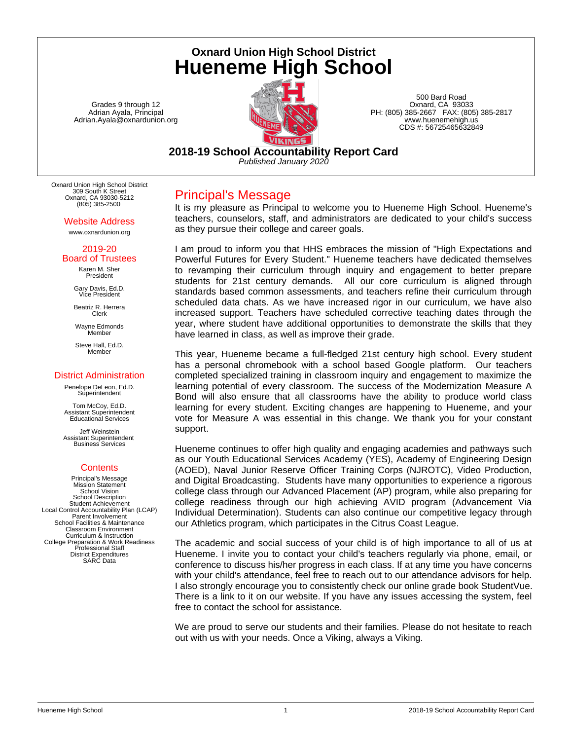# Oxnard Union High School District
# Hueneme High School

Grades 9 through 12
Adrian Ayala, Principal
Adrian.Ayala@oxnardunion.org

500 Bard Road
Oxnard, CA 93033
PH: (805) 385-2667 FAX: (805) 385-2817
www.huenemehigh.us
CDS #: 56725465632849

## 2018-19 School Accountability Report Card

*Published January 2020*

Oxnard Union High School District
309 South K Street
Oxnard, CA 93030-5212
(805) 385-2500

### Website Address

www.oxnardunion.org

### 2019-20 Board of Trustees

Karen M. Sher
President

Gary Davis, Ed.D.
Vice President

Beatriz R. Herrera
Clerk

Wayne Edmonds
Member

Steve Hall, Ed.D.
Member

### District Administration

Penelope DeLeon, Ed.D.
Superintendent

Tom McCoy, Ed.D.
Assistant Superintendent
Educational Services

Jeff Weinstein
Assistant Superintendent
Business Services

### Contents

- Principal's Message
- Mission Statement
- School Vision
- School Description
- Student Achievement
- Local Control Accountability Plan (LCAP)
- Parent Involvement
- School Facilities & Maintenance
- Classroom Environment
- Curriculum & Instruction
- College Preparation & Work Readiness
- Professional Staff
- District Expenditures
- SARC Data

## Principal's Message

It is my pleasure as Principal to welcome you to Hueneme High School. Hueneme's teachers, counselors, staff, and administrators are dedicated to your child's success as they pursue their college and career goals.

I am proud to inform you that HHS embraces the mission of "High Expectations and Powerful Futures for Every Student." Hueneme teachers have dedicated themselves to revamping their curriculum through inquiry and engagement to better prepare students for 21st century demands. All our core curriculum is aligned through standards based common assessments, and teachers refine their curriculum through scheduled data chats. As we have increased rigor in our curriculum, we have also increased support. Teachers have scheduled corrective teaching dates through the year, where student have additional opportunities to demonstrate the skills that they have learned in class, as well as improve their grade.

This year, Hueneme became a full-fledged 21st century high school. Every student has a personal chromebook with a school based Google platform. Our teachers completed specialized training in classroom inquiry and engagement to maximize the learning potential of every classroom. The success of the Modernization Measure A Bond will also ensure that all classrooms have the ability to produce world class learning for every student. Exciting changes are happening to Hueneme, and your vote for Measure A was essential in this change. We thank you for your constant support.

Hueneme continues to offer high quality and engaging academies and pathways such as our Youth Educational Services Academy (YES), Academy of Engineering Design (AOED), Naval Junior Reserve Officer Training Corps (NJROTC), Video Production, and Digital Broadcasting. Students have many opportunities to experience a rigorous college class through our Advanced Placement (AP) program, while also preparing for college readiness through our high achieving AVID program (Advancement Via Individual Determination). Students can also continue our competitive legacy through our Athletics program, which participates in the Citrus Coast League.

The academic and social success of your child is of high importance to all of us at Hueneme. I invite you to contact your child's teachers regularly via phone, email, or conference to discuss his/her progress in each class. If at any time you have concerns with your child's attendance, feel free to reach out to our attendance advisors for help. I also strongly encourage you to consistently check our online grade book StudentVue. There is a link to it on our website. If you have any issues accessing the system, feel free to contact the school for assistance.

We are proud to serve our students and their families. Please do not hesitate to reach out with us with your needs. Once a Viking, always a Viking.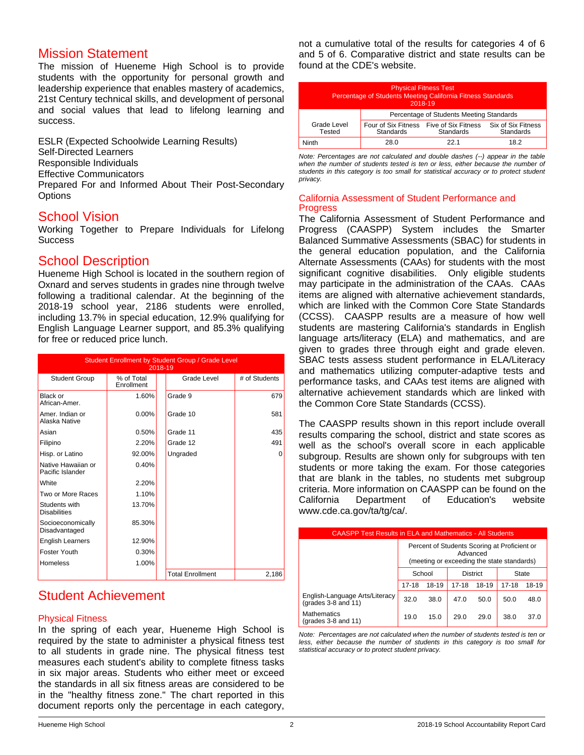## Mission Statement

The mission of Hueneme High School is to provide students with the opportunity for personal growth and leadership experience that enables mastery of academics, 21st Century technical skills, and development of personal and social values that lead to lifelong learning and success.

ESLR (Expected Schoolwide Learning Results)
Self-Directed Learners
Responsible Individuals
Effective Communicators
Prepared For and Informed About Their Post-Secondary Options

## School Vision

Working Together to Prepare Individuals for Lifelong Success

## School Description

Hueneme High School is located in the southern region of Oxnard and serves students in grades nine through twelve following a traditional calendar. At the beginning of the 2018-19 school year, 2186 students were enrolled, including 13.7% in special education, 12.9% qualifying for English Language Learner support, and 85.3% qualifying for free or reduced price lunch.

**Student Enrollment by Student Group / Grade Level 2018-19**

| Student Group | % of Total Enrollment | Grade Level | # of Students |
|---|---|---|---|
| Black or African-Amer. | 1.60% | Grade 9 | 679 |
| Amer. Indian or Alaska Native | 0.00% | Grade 10 | 581 |
| Asian | 0.50% | Grade 11 | 435 |
| Filipino | 2.20% | Grade 12 | 491 |
| Hisp. or Latino | 92.00% | Ungraded | 0 |
| Native Hawaiian or Pacific Islander | 0.40% | | |
| White | 2.20% | | |
| Two or More Races | 1.10% | | |
| Students with Disabilities | 13.70% | | |
| Socioeconomically Disadvantaged | 85.30% | | |
| English Learners | 12.90% | | |
| Foster Youth | 0.30% | | |
| Homeless | 1.00% | | |
| | | Total Enrollment | 2,186 |

## Student Achievement

### Physical Fitness

In the spring of each year, Hueneme High School is required by the state to administer a physical fitness test to all students in grade nine. The physical fitness test measures each student's ability to complete fitness tasks in six major areas. Students who either meet or exceed the standards in all six fitness areas are considered to be in the "healthy fitness zone." The chart reported in this document reports only the percentage in each category, not a cumulative total of the results for categories 4 of 6 and 5 of 6. Comparative district and state results can be found at the CDE's website.

**Physical Fitness Test Percentage of Students Meeting California Fitness Standards 2018-19**

| Grade Level Tested | Percentage of Students Meeting Standards | | |
|---|---|---|---|
| | Four of Six Fitness Standards | Five of Six Fitness Standards | Six of Six Fitness Standards |
| Ninth | 28.0 | 22.1 | 18.2 |

*Note: Percentages are not calculated and double dashes (--) appear in the table when the number of students tested is ten or less, either because the number of students in this category is too small for statistical accuracy or to protect student privacy.*

### California Assessment of Student Performance and Progress

The California Assessment of Student Performance and Progress (CAASPP) System includes the Smarter Balanced Summative Assessments (SBAC) for students in the general education population, and the California Alternate Assessments (CAAs) for students with the most significant cognitive disabilities. Only eligible students may participate in the administration of the CAAs. CAAs items are aligned with alternative achievement standards, which are linked with the Common Core State Standards (CCSS). CAASPP results are a measure of how well students are mastering California's standards in English language arts/literacy (ELA) and mathematics, and are given to grades three through eight and grade eleven. SBAC tests assess student performance in ELA/Literacy and mathematics utilizing computer-adaptive tests and performance tasks, and CAAs test items are aligned with alternative achievement standards which are linked with the Common Core State Standards (CCSS).

The CAASPP results shown in this report include overall results comparing the school, district and state scores as well as the school's overall score in each applicable subgroup. Results are shown only for subgroups with ten students or more taking the exam. For those categories that are blank in the tables, no students met subgroup criteria. More information on CAASPP can be found on the California Department of Education's website www.cde.ca.gov/ta/tg/ca/.

**CAASPP Test Results in ELA and Mathematics - All Students**

| | Percent of Students Scoring at Proficient or Advanced (meeting or exceeding the state standards) | | | | | |
|---|---|---|---|---|---|---|
| | School | | District | | State | |
| | 17-18 | 18-19 | 17-18 | 18-19 | 17-18 | 18-19 |
| English-Language Arts/Literacy (grades 3-8 and 11) | 32.0 | 38.0 | 47.0 | 50.0 | 50.0 | 48.0 |
| Mathematics (grades 3-8 and 11) | 19.0 | 15.0 | 29.0 | 29.0 | 38.0 | 37.0 |

*Note: Percentages are not calculated when the number of students tested is ten or less, either because the number of students in this category is too small for statistical accuracy or to protect student privacy.*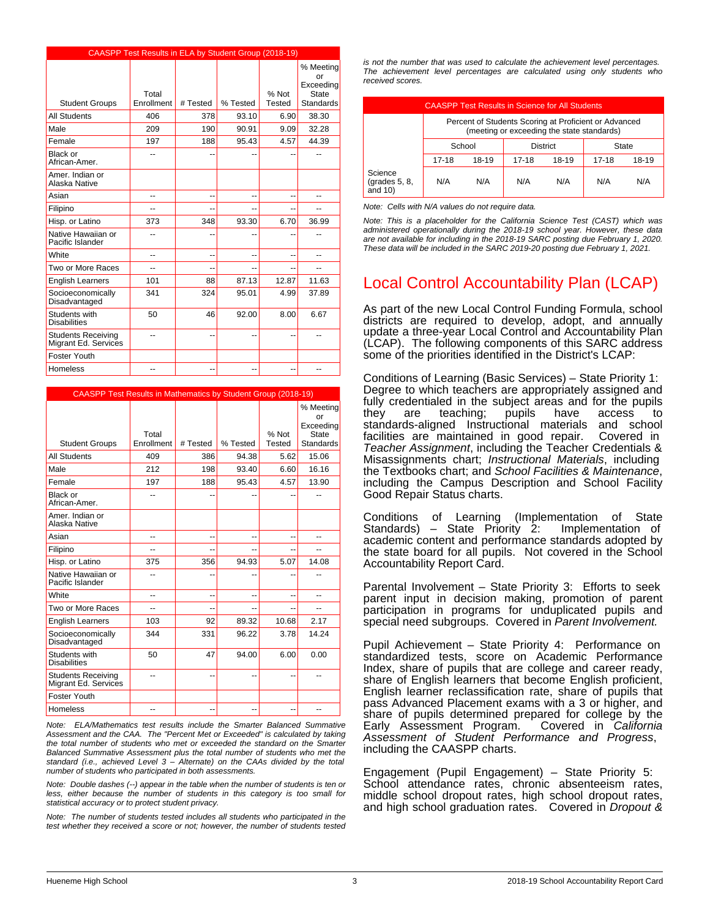| CAASPP Test Results in ELA by Student Group (2018-19) | | | | | |
|---|---|---|---|---|---|
| Student Groups | Total Enrollment | # Tested | % Tested | % Not Tested | % Meeting or Exceeding State Standards |
| All Students | 406 | 378 | 93.10 | 6.90 | 38.30 |
| Male | 209 | 190 | 90.91 | 9.09 | 32.28 |
| Female | 197 | 188 | 95.43 | 4.57 | 44.39 |
| Black or African-Amer. | -- | -- | -- | -- | -- |
| Amer. Indian or Alaska Native | | | | | |
| Asian | -- | -- | -- | -- | -- |
| Filipino | -- | -- | -- | -- | -- |
| Hisp. or Latino | 373 | 348 | 93.30 | 6.70 | 36.99 |
| Native Hawaiian or Pacific Islander | -- | -- | -- | -- | -- |
| White | -- | -- | -- | -- | -- |
| Two or More Races | -- | -- | -- | -- | -- |
| English Learners | 101 | 88 | 87.13 | 12.87 | 11.63 |
| Socioeconomically Disadvantaged | 341 | 324 | 95.01 | 4.99 | 37.89 |
| Students with Disabilities | 50 | 46 | 92.00 | 8.00 | 6.67 |
| Students Receiving Migrant Ed. Services | -- | -- | -- | -- | -- |
| Foster Youth | | | | | |
| Homeless | -- | -- | -- | -- | -- |

| CAASPP Test Results in Mathematics by Student Group (2018-19) | | | | | |
|---|---|---|---|---|---|
| Student Groups | Total Enrollment | # Tested | % Tested | % Not Tested | % Meeting or Exceeding State Standards |
| All Students | 409 | 386 | 94.38 | 5.62 | 15.06 |
| Male | 212 | 198 | 93.40 | 6.60 | 16.16 |
| Female | 197 | 188 | 95.43 | 4.57 | 13.90 |
| Black or African-Amer. | -- | -- | -- | -- | -- |
| Amer. Indian or Alaska Native | | | | | |
| Asian | -- | -- | -- | -- | -- |
| Filipino | -- | -- | -- | -- | -- |
| Hisp. or Latino | 375 | 356 | 94.93 | 5.07 | 14.08 |
| Native Hawaiian or Pacific Islander | -- | -- | -- | -- | -- |
| White | -- | -- | -- | -- | -- |
| Two or More Races | -- | -- | -- | -- | -- |
| English Learners | 103 | 92 | 89.32 | 10.68 | 2.17 |
| Socioeconomically Disadvantaged | 344 | 331 | 96.22 | 3.78 | 14.24 |
| Students with Disabilities | 50 | 47 | 94.00 | 6.00 | 0.00 |
| Students Receiving Migrant Ed. Services | -- | -- | -- | -- | -- |
| Foster Youth | | | | | |
| Homeless | -- | -- | -- | -- | -- |

*Note: ELA/Mathematics test results include the Smarter Balanced Summative Assessment and the CAA. The "Percent Met or Exceeded" is calculated by taking the total number of students who met or exceeded the standard on the Smarter Balanced Summative Assessment plus the total number of students who met the standard (i.e., achieved Level 3 – Alternate) on the CAAs divided by the total number of students who participated in both assessments.*

*Note: Double dashes (--) appear in the table when the number of students is ten or less, either because the number of students in this category is too small for statistical accuracy or to protect student privacy.*

*Note: The number of students tested includes all students who participated in the test whether they received a score or not; however, the number of students tested is not the number that was used to calculate the achievement level percentages. The achievement level percentages are calculated using only students who received scores.*

| CAASPP Test Results in Science for All Students | | | | | | |
|---|---|---|---|---|---|---|
| | Percent of Students Scoring at Proficient or Advanced (meeting or exceeding the state standards) | | | | | |
| | School | | District | | State | |
| | 17-18 | 18-19 | 17-18 | 18-19 | 17-18 | 18-19 |
| Science (grades 5, 8, and 10) | N/A | N/A | N/A | N/A | N/A | N/A |

*Note: Cells with N/A values do not require data.*

*Note: This is a placeholder for the California Science Test (CAST) which was administered operationally during the 2018-19 school year. However, these data are not available for including in the 2018-19 SARC posting due February 1, 2020. These data will be included in the SARC 2019-20 posting due February 1, 2021.*

# Local Control Accountability Plan (LCAP)

As part of the new Local Control Funding Formula, school districts are required to develop, adopt, and annually update a three-year Local Control and Accountability Plan (LCAP). The following components of this SARC address some of the priorities identified in the District's LCAP:

Conditions of Learning (Basic Services) – State Priority 1: Degree to which teachers are appropriately assigned and fully credentialed in the subject areas and for the pupils they are teaching; pupils have access to standards-aligned Instructional materials and school facilities are maintained in good repair. Covered in *Teacher Assignment*, including the Teacher Credentials & Misassignments chart; *Instructional Materials*, including the Textbooks chart; and *School Facilities & Maintenance*, including the Campus Description and School Facility Good Repair Status charts.

Conditions of Learning (Implementation of State Standards) – State Priority 2: Implementation of academic content and performance standards adopted by the state board for all pupils. Not covered in the School Accountability Report Card.

Parental Involvement – State Priority 3: Efforts to seek parent input in decision making, promotion of parent participation in programs for unduplicated pupils and special need subgroups. Covered in *Parent Involvement.*

Pupil Achievement – State Priority 4: Performance on standardized tests, score on Academic Performance Index, share of pupils that are college and career ready, share of English learners that become English proficient, English learner reclassification rate, share of pupils that pass Advanced Placement exams with a 3 or higher, and share of pupils determined prepared for college by the Early Assessment Program. Covered in *California Assessment of Student Performance and Progress*, including the CAASPP charts.

Engagement (Pupil Engagement) – State Priority 5: School attendance rates, chronic absenteeism rates, middle school dropout rates, high school dropout rates, and high school graduation rates. Covered in *Dropout &*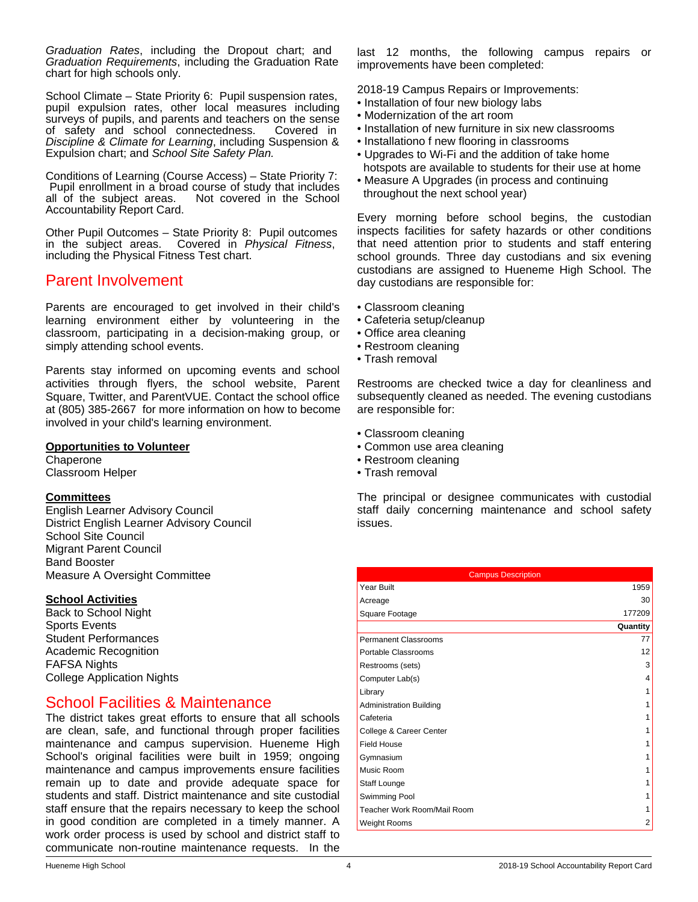*Graduation Rates*, including the Dropout chart; and *Graduation Requirements*, including the Graduation Rate chart for high schools only.

School Climate – State Priority 6: Pupil suspension rates, pupil expulsion rates, other local measures including surveys of pupils, and parents and teachers on the sense of safety and school connectedness. Covered in *Discipline & Climate for Learning*, including Suspension & Expulsion chart; and *School Site Safety Plan.*

Conditions of Learning (Course Access) – State Priority 7: Pupil enrollment in a broad course of study that includes all of the subject areas. Not covered in the School Accountability Report Card.

Other Pupil Outcomes – State Priority 8: Pupil outcomes in the subject areas. Covered in *Physical Fitness*, including the Physical Fitness Test chart.

## Parent Involvement

Parents are encouraged to get involved in their child's learning environment either by volunteering in the classroom, participating in a decision-making group, or simply attending school events.

Parents stay informed on upcoming events and school activities through flyers, the school website, Parent Square, Twitter, and ParentVUE. Contact the school office at (805) 385-2667 for more information on how to become involved in your child's learning environment.

**Opportunities to Volunteer**
Chaperone
Classroom Helper

**Committees**
English Learner Advisory Council
District English Learner Advisory Council
School Site Council
Migrant Parent Council
Band Booster
Measure A Oversight Committee

**School Activities**
Back to School Night
Sports Events
Student Performances
Academic Recognition
FAFSA Nights
College Application Nights

## School Facilities & Maintenance

The district takes great efforts to ensure that all schools are clean, safe, and functional through proper facilities maintenance and campus supervision. Hueneme High School's original facilities were built in 1959; ongoing maintenance and campus improvements ensure facilities remain up to date and provide adequate space for students and staff. District maintenance and site custodial staff ensure that the repairs necessary to keep the school in good condition are completed in a timely manner. A work order process is used by school and district staff to communicate non-routine maintenance requests. In the last 12 months, the following campus repairs or improvements have been completed:

2018-19 Campus Repairs or Improvements:
- Installation of four new biology labs
- Modernization of the art room
- Installation of new furniture in six new classrooms
- Installationo f new flooring in classrooms
- Upgrades to Wi-Fi and the addition of take home hotspots are available to students for their use at home
- Measure A Upgrades (in process and continuing throughout the next school year)

Every morning before school begins, the custodian inspects facilities for safety hazards or other conditions that need attention prior to students and staff entering school grounds. Three day custodians and six evening custodians are assigned to Hueneme High School. The day custodians are responsible for:

- Classroom cleaning
- Cafeteria setup/cleanup
- Office area cleaning
- Restroom cleaning
- Trash removal

Restrooms are checked twice a day for cleanliness and subsequently cleaned as needed. The evening custodians are responsible for:

- Classroom cleaning
- Common use area cleaning
- Restroom cleaning
- Trash removal

The principal or designee communicates with custodial staff daily concerning maintenance and school safety issues.

| Campus Description | |
|---|---|
| Year Built | 1959 |
| Acreage | 30 |
| Square Footage | 177209 |
| | **Quantity** |
| Permanent Classrooms | 77 |
| Portable Classrooms | 12 |
| Restrooms (sets) | 3 |
| Computer Lab(s) | 4 |
| Library | 1 |
| Administration Building | 1 |
| Cafeteria | 1 |
| College & Career Center | 1 |
| Field House | 1 |
| Gymnasium | 1 |
| Music Room | 1 |
| Staff Lounge | 1 |
| Swimming Pool | 1 |
| Teacher Work Room/Mail Room | 1 |
| Weight Rooms | 2 |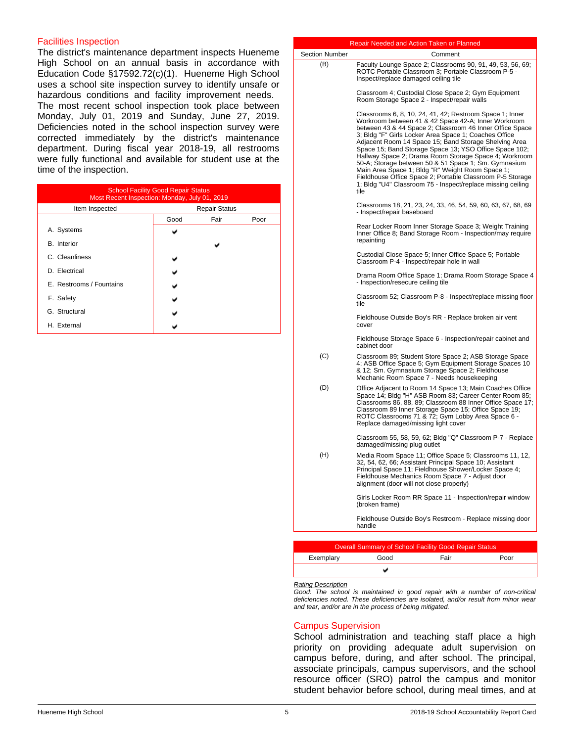## Facilities Inspection

The district's maintenance department inspects Hueneme High School on an annual basis in accordance with Education Code §17592.72(c)(1). Hueneme High School uses a school site inspection survey to identify unsafe or hazardous conditions and facility improvement needs. The most recent school inspection took place between Monday, July 01, 2019 and Sunday, June 27, 2019. Deficiencies noted in the school inspection survey were corrected immediately by the district's maintenance department. During fiscal year 2018-19, all restrooms were fully functional and available for student use at the time of the inspection.

| School Facility Good Repair Status<br>Most Recent Inspection: Monday, July 01, 2019 | | | |
|---|---|---|---|
| Item Inspected | Repair Status | | |
| | Good | Fair | Poor |
| A. Systems | ✔ | | |
| B. Interior | | ✔ | |
| C. Cleanliness | ✔ | | |
| D. Electrical | ✔ | | |
| E. Restrooms / Fountains | ✔ | | |
| F. Safety | ✔ | | |
| G. Structural | ✔ | | |
| H. External | ✔ | | |

| Repair Needed and Action Taken or Planned | |
|---|---|
| Section Number | Comment |
| (B) | Faculty Lounge Space 2; Classrooms 90, 91, 49, 53, 56, 69; ROTC Portable Classroom 3; Portable Classroom P-5 - Inspect/replace damaged ceiling tile |
| | Classroom 4; Custodial Close Space 2; Gym Equipment Room Storage Space 2 - Inspect/repair walls |
| | Classrooms 6, 8, 10, 24, 41, 42; Restroom Space 1; Inner Workroom between 41 & 42 Space 42-A; Inner Workroom between 43 & 44 Space 2; Classroom 46 Inner Office Space 3; Bldg "F" Girls Locker Area Space 1; Coaches Office Adjacent Room 14 Space 15; Band Storage Shelving Area Space 15; Band Storage Space 13; YSO Office Space 102; Hallway Space 2; Drama Room Storage Space 4; Workroom 50-A; Storage between 50 & 51 Space 1; Sm. Gymnasium Main Area Space 1; Bldg "R" Weight Room Space 1; Fieldhouse Office Space 2; Portable Classroom P-5 Storage 1; Bldg "U4" Classroom 75 - Inspect/replace missing ceiling tile |
| | Classrooms 18, 21, 23, 24, 33, 46, 54, 59, 60, 63, 67, 68, 69 - Inspect/repair baseboard |
| | Rear Locker Room Inner Storage Space 3; Weight Training Inner Office 8; Band Storage Room - Inspection/may require repainting |
| | Custodial Close Space 5; Inner Office Space 5; Portable Classroom P-4 - Inspect/repair hole in wall |
| | Drama Room Office Space 1; Drama Room Storage Space 4 - Inspection/resecure ceiling tile |
| | Classroom 52; Classroom P-8 - Inspect/replace missing floor tile |
| | Fieldhouse Outside Boy's RR - Replace broken air vent cover |
| | Fieldhouse Storage Space 6 - Inspection/repair cabinet and cabinet door |
| (C) | Classroom 89; Student Store Space 2; ASB Storage Space 4; ASB Office Space 5; Gym Equipment Storage Spaces 10 & 12; Sm. Gymnasium Storage Space 2; Fieldhouse Mechanic Room Space 7 - Needs housekeeping |
| (D) | Office Adjacent to Room 14 Space 13; Main Coaches Office Space 14; Bldg "H" ASB Room 83; Career Center Room 85; Classrooms 86, 88, 89; Classroom 88 Inner Office Space 17; Classroom 89 Inner Storage Space 15; Office Space 19; ROTC Classrooms 71 & 72; Gym Lobby Area Space 6 - Replace damaged/missing light cover |
| | Classroom 55, 58, 59, 62; Bldg "Q" Classroom P-7 - Replace damaged/missing plug outlet |
| (H) | Media Room Space 11; Office Space 5; Classrooms 11, 12, 32, 54, 62, 66; Assistant Principal Space 10; Assistant Principal Space 11; Fieldhouse Shower/Locker Space 4; Fieldhouse Mechanics Room Space 7 - Adjust door alignment (door will not close properly) |
| | Girls Locker Room RR Space 11 - Inspection/repair window (broken frame) |
| | Fieldhouse Outside Boy's Restroom - Replace missing door handle |

| Overall Summary of School Facility Good Repair Status | | | |
|---|---|---|---|
| Exemplary | Good | Fair | Poor |
| | ✔ | | |

*Rating Description*

*Good: The school is maintained in good repair with a number of non-critical deficiencies noted. These deficiencies are isolated, and/or result from minor wear and tear, and/or are in the process of being mitigated.*

## Campus Supervision

School administration and teaching staff place a high priority on providing adequate adult supervision on campus before, during, and after school. The principal, associate principals, campus supervisors, and the school resource officer (SRO) patrol the campus and monitor student behavior before school, during meal times, and at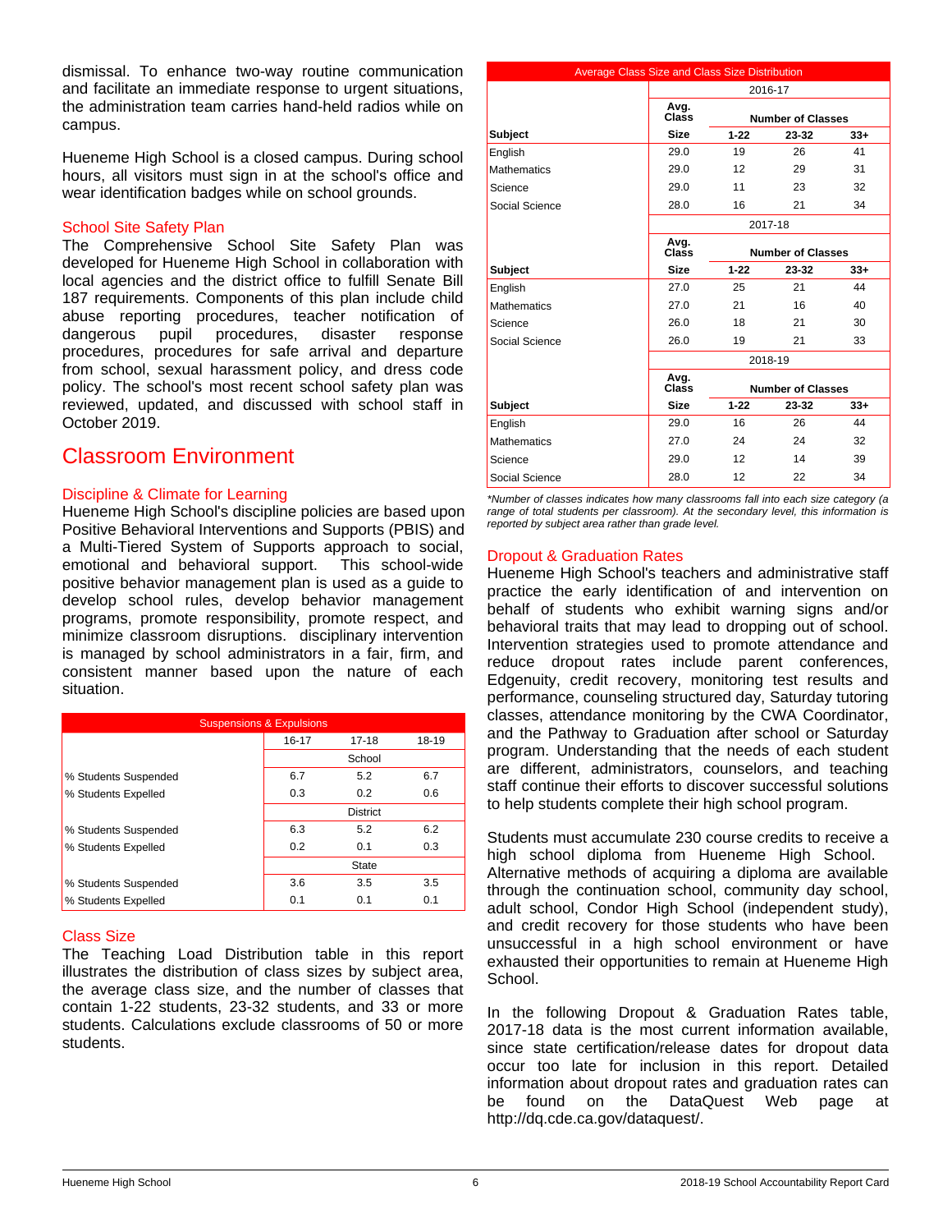dismissal. To enhance two-way routine communication and facilitate an immediate response to urgent situations, the administration team carries hand-held radios while on campus.

Hueneme High School is a closed campus. During school hours, all visitors must sign in at the school's office and wear identification badges while on school grounds.

### School Site Safety Plan

The Comprehensive School Site Safety Plan was developed for Hueneme High School in collaboration with local agencies and the district office to fulfill Senate Bill 187 requirements. Components of this plan include child abuse reporting procedures, teacher notification of dangerous pupil procedures, disaster response procedures, procedures for safe arrival and departure from school, sexual harassment policy, and dress code policy. The school's most recent school safety plan was reviewed, updated, and discussed with school staff in October 2019.

## Classroom Environment

### Discipline & Climate for Learning

Hueneme High School's discipline policies are based upon Positive Behavioral Interventions and Supports (PBIS) and a Multi-Tiered System of Supports approach to social, emotional and behavioral support. This school-wide positive behavior management plan is used as a guide to develop school rules, develop behavior management programs, promote responsibility, promote respect, and minimize classroom disruptions. disciplinary intervention is managed by school administrators in a fair, firm, and consistent manner based upon the nature of each situation.

| Suspensions & Expulsions | | | |
|---|---|---|---|
| | 16-17 | 17-18 | 18-19 |
| | School | | |
| % Students Suspended | 6.7 | 5.2 | 6.7 |
| % Students Expelled | 0.3 | 0.2 | 0.6 |
| | District | | |
| % Students Suspended | 6.3 | 5.2 | 6.2 |
| % Students Expelled | 0.2 | 0.1 | 0.3 |
| | State | | |
| % Students Suspended | 3.6 | 3.5 | 3.5 |
| % Students Expelled | 0.1 | 0.1 | 0.1 |

### Class Size

The Teaching Load Distribution table in this report illustrates the distribution of class sizes by subject area, the average class size, and the number of classes that contain 1-22 students, 23-32 students, and 33 or more students. Calculations exclude classrooms of 50 or more students.

| Average Class Size and Class Size Distribution | | | | |
|---|---|---|---|---|
| | 2016-17 | | | |
| | Avg. Class | Number of Classes | | |
| Subject | Size | 1-22 | 23-32 | 33+ |
| English | 29.0 | 19 | 26 | 41 |
| Mathematics | 29.0 | 12 | 29 | 31 |
| Science | 29.0 | 11 | 23 | 32 |
| Social Science | 28.0 | 16 | 21 | 34 |
| | 2017-18 | | | |
| | Avg. Class | Number of Classes | | |
| Subject | Size | 1-22 | 23-32 | 33+ |
| English | 27.0 | 25 | 21 | 44 |
| Mathematics | 27.0 | 21 | 16 | 40 |
| Science | 26.0 | 18 | 21 | 30 |
| Social Science | 26.0 | 19 | 21 | 33 |
| | 2018-19 | | | |
| | Avg. Class | Number of Classes | | |
| Subject | Size | 1-22 | 23-32 | 33+ |
| English | 29.0 | 16 | 26 | 44 |
| Mathematics | 27.0 | 24 | 24 | 32 |
| Science | 29.0 | 12 | 14 | 39 |
| Social Science | 28.0 | 12 | 22 | 34 |

*\*Number of classes indicates how many classrooms fall into each size category (a range of total students per classroom). At the secondary level, this information is reported by subject area rather than grade level.*

### Dropout & Graduation Rates

Hueneme High School's teachers and administrative staff practice the early identification of and intervention on behalf of students who exhibit warning signs and/or behavioral traits that may lead to dropping out of school. Intervention strategies used to promote attendance and reduce dropout rates include parent conferences, Edgenuity, credit recovery, monitoring test results and performance, counseling structured day, Saturday tutoring classes, attendance monitoring by the CWA Coordinator, and the Pathway to Graduation after school or Saturday program. Understanding that the needs of each student are different, administrators, counselors, and teaching staff continue their efforts to discover successful solutions to help students complete their high school program.

Students must accumulate 230 course credits to receive a high school diploma from Hueneme High School. Alternative methods of acquiring a diploma are available through the continuation school, community day school, adult school, Condor High School (independent study), and credit recovery for those students who have been unsuccessful in a high school environment or have exhausted their opportunities to remain at Hueneme High School.

In the following Dropout & Graduation Rates table, 2017-18 data is the most current information available, since state certification/release dates for dropout data occur too late for inclusion in this report. Detailed information about dropout rates and graduation rates can be found on the DataQuest Web page at http://dq.cde.ca.gov/dataquest/.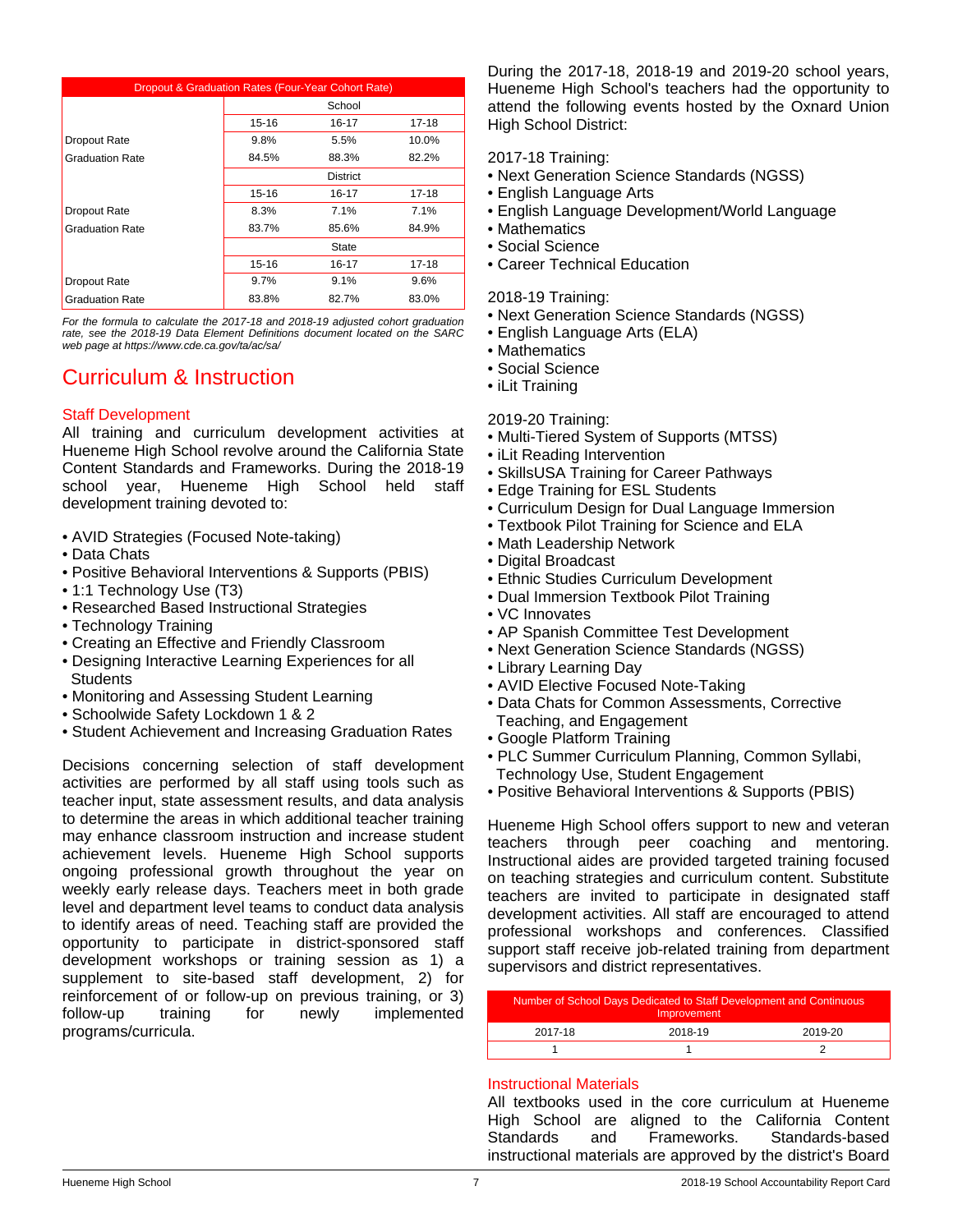| Dropout & Graduation Rates (Four-Year Cohort Rate) | | | |
|---|---|---|---|
| | School | | |
| | 15-16 | 16-17 | 17-18 |
| Dropout Rate | 9.8% | 5.5% | 10.0% |
| Graduation Rate | 84.5% | 88.3% | 82.2% |
| | District | | |
| | 15-16 | 16-17 | 17-18 |
| Dropout Rate | 8.3% | 7.1% | 7.1% |
| Graduation Rate | 83.7% | 85.6% | 84.9% |
| | State | | |
| | 15-16 | 16-17 | 17-18 |
| Dropout Rate | 9.7% | 9.1% | 9.6% |
| Graduation Rate | 83.8% | 82.7% | 83.0% |

*For the formula to calculate the 2017-18 and 2018-19 adjusted cohort graduation rate, see the 2018-19 Data Element Definitions document located on the SARC web page at https://www.cde.ca.gov/ta/ac/sa/*

# Curriculum & Instruction

## Staff Development

All training and curriculum development activities at Hueneme High School revolve around the California State Content Standards and Frameworks. During the 2018-19 school year, Hueneme High School held staff development training devoted to:

- AVID Strategies (Focused Note-taking)
- Data Chats
- Positive Behavioral Interventions & Supports (PBIS)
- 1:1 Technology Use (T3)
- Researched Based Instructional Strategies
- Technology Training
- Creating an Effective and Friendly Classroom
- Designing Interactive Learning Experiences for all Students
- Monitoring and Assessing Student Learning
- Schoolwide Safety Lockdown 1 & 2
- Student Achievement and Increasing Graduation Rates

Decisions concerning selection of staff development activities are performed by all staff using tools such as teacher input, state assessment results, and data analysis to determine the areas in which additional teacher training may enhance classroom instruction and increase student achievement levels. Hueneme High School supports ongoing professional growth throughout the year on weekly early release days. Teachers meet in both grade level and department level teams to conduct data analysis to identify areas of need. Teaching staff are provided the opportunity to participate in district-sponsored staff development workshops or training session as 1) a supplement to site-based staff development, 2) for reinforcement of or follow-up on previous training, or 3) follow-up training for newly implemented programs/curricula.

During the 2017-18, 2018-19 and 2019-20 school years, Hueneme High School's teachers had the opportunity to attend the following events hosted by the Oxnard Union High School District:

2017-18 Training:
- Next Generation Science Standards (NGSS)
- English Language Arts
- English Language Development/World Language
- Mathematics
- Social Science
- Career Technical Education

2018-19 Training:
- Next Generation Science Standards (NGSS)
- English Language Arts (ELA)
- Mathematics
- Social Science
- iLit Training

2019-20 Training:
- Multi-Tiered System of Supports (MTSS)
- iLit Reading Intervention
- SkillsUSA Training for Career Pathways
- Edge Training for ESL Students
- Curriculum Design for Dual Language Immersion
- Textbook Pilot Training for Science and ELA
- Math Leadership Network
- Digital Broadcast
- Ethnic Studies Curriculum Development
- Dual Immersion Textbook Pilot Training
- VC Innovates
- AP Spanish Committee Test Development
- Next Generation Science Standards (NGSS)
- Library Learning Day
- AVID Elective Focused Note-Taking
- Data Chats for Common Assessments, Corrective Teaching, and Engagement
- Google Platform Training
- PLC Summer Curriculum Planning, Common Syllabi, Technology Use, Student Engagement
- Positive Behavioral Interventions & Supports (PBIS)

Hueneme High School offers support to new and veteran teachers through peer coaching and mentoring. Instructional aides are provided targeted training focused on teaching strategies and curriculum content. Substitute teachers are invited to participate in designated staff development activities. All staff are encouraged to attend professional workshops and conferences. Classified support staff receive job-related training from department supervisors and district representatives.

| Number of School Days Dedicated to Staff Development and Continuous Improvement | | |
|---|---|---|
| 2017-18 | 2018-19 | 2019-20 |
| 1 | 1 | 2 |

## Instructional Materials

All textbooks used in the core curriculum at Hueneme High School are aligned to the California Content Standards and Frameworks. Standards-based instructional materials are approved by the district's Board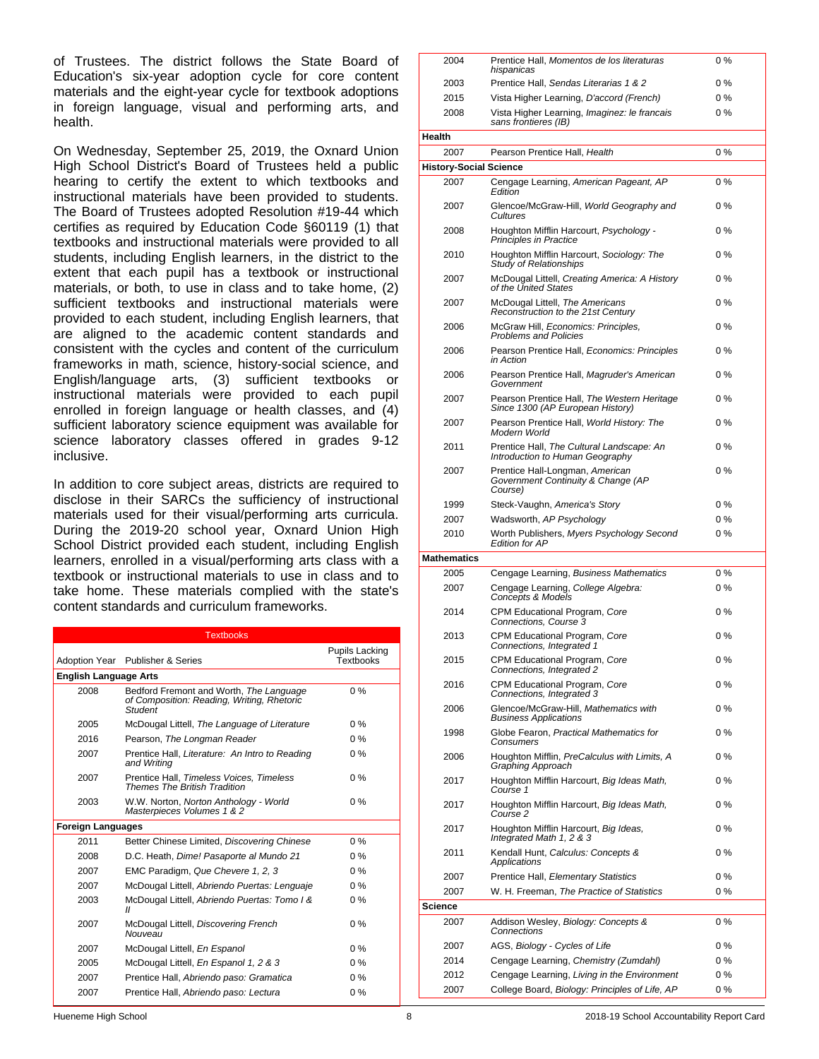of Trustees. The district follows the State Board of Education's six-year adoption cycle for core content materials and the eight-year cycle for textbook adoptions in foreign language, visual and performing arts, and health.

On Wednesday, September 25, 2019, the Oxnard Union High School District's Board of Trustees held a public hearing to certify the extent to which textbooks and instructional materials have been provided to students. The Board of Trustees adopted Resolution #19-44 which certifies as required by Education Code §60119 (1) that textbooks and instructional materials were provided to all students, including English learners, in the district to the extent that each pupil has a textbook or instructional materials, or both, to use in class and to take home, (2) sufficient textbooks and instructional materials were provided to each student, including English learners, that are aligned to the academic content standards and consistent with the cycles and content of the curriculum frameworks in math, science, history-social science, and English/language arts, (3) sufficient textbooks or instructional materials were provided to each pupil enrolled in foreign language or health classes, and (4) sufficient laboratory science equipment was available for science laboratory classes offered in grades 9-12 inclusive.

In addition to core subject areas, districts are required to disclose in their SARCs the sufficiency of instructional materials used for their visual/performing arts curricula. During the 2019-20 school year, Oxnard Union High School District provided each student, including English learners, enrolled in a visual/performing arts class with a textbook or instructional materials to use in class and to take home. These materials complied with the state's content standards and curriculum frameworks.

| Textbooks | | |
|---|---|---|
| Adoption Year | Publisher & Series | Pupils Lacking Textbooks |
| **English Language Arts** | | |
| 2008 | Bedford Fremont and Worth, *The Language of Composition: Reading, Writing, Rhetoric Student* | 0 % |
| 2005 | McDougal Littell, *The Language of Literature* | 0 % |
| 2016 | Pearson, *The Longman Reader* | 0 % |
| 2007 | Prentice Hall, *Literature: An Intro to Reading and Writing* | 0 % |
| 2007 | Prentice Hall, *Timeless Voices, Timeless Themes The British Tradition* | 0 % |
| 2003 | W.W. Norton, *Norton Anthology - World Masterpieces Volumes 1 & 2* | 0 % |
| **Foreign Languages** | | |
| 2011 | Better Chinese Limited, *Discovering Chinese* | 0 % |
| 2008 | D.C. Heath, *Dime! Pasaporte al Mundo 21* | 0 % |
| 2007 | EMC Paradigm, *Que Chevere 1, 2, 3* | 0 % |
| 2007 | McDougal Littell, *Abriendo Puertas: Lenguaje* | 0 % |
| 2003 | McDougal Littell, *Abriendo Puertas: Tomo I & II* | 0 % |
| 2007 | McDougal Littell, *Discovering French Nouveau* | 0 % |
| 2007 | McDougal Littell, *En Espanol* | 0 % |
| 2005 | McDougal Littell, *En Espanol 1, 2 & 3* | 0 % |
| 2007 | Prentice Hall, *Abriendo paso: Gramatica* | 0 % |
| 2007 | Prentice Hall, *Abriendo paso: Lectura* | 0 % |
| 2004 | Prentice Hall, *Momentos de los literaturas hispanicas* | 0 % |
| 2003 | Prentice Hall, *Sendas Literarias 1 & 2* | 0 % |
| 2015 | Vista Higher Learning, *D'accord (French)* | 0 % |
| 2008 | Vista Higher Learning, *Imaginez: le francais sans frontieres (IB)* | 0 % |
| **Health** | | |
| 2007 | Pearson Prentice Hall, *Health* | 0 % |
| **History-Social Science** | | |
| 2007 | Cengage Learning, *American Pageant, AP Edition* | 0 % |
| 2007 | Glencoe/McGraw-Hill, *World Geography and Cultures* | 0 % |
| 2008 | Houghton Mifflin Harcourt, *Psychology - Principles in Practice* | 0 % |
| 2010 | Houghton Mifflin Harcourt, *Sociology: The Study of Relationships* | 0 % |
| 2007 | McDougal Littell, *Creating America: A History of the United States* | 0 % |
| 2007 | McDougal Littell, *The Americans Reconstruction to the 21st Century* | 0 % |
| 2006 | McGraw Hill, *Economics: Principles, Problems and Policies* | 0 % |
| 2006 | Pearson Prentice Hall, *Economics: Principles in Action* | 0 % |
| 2006 | Pearson Prentice Hall, *Magruder's American Government* | 0 % |
| 2007 | Pearson Prentice Hall, *The Western Heritage Since 1300 (AP European History)* | 0 % |
| 2007 | Pearson Prentice Hall, *World History: The Modern World* | 0 % |
| 2011 | Prentice Hall, *The Cultural Landscape: An Introduction to Human Geography* | 0 % |
| 2007 | Prentice Hall-Longman, *American Government Continuity & Change (AP Course)* | 0 % |
| 1999 | Steck-Vaughn, *America's Story* | 0 % |
| 2007 | Wadsworth, *AP Psychology* | 0 % |
| 2010 | Worth Publishers, *Myers Psychology Second Edition for AP* | 0 % |
| **Mathematics** | | |
| 2005 | Cengage Learning, *Business Mathematics* | 0 % |
| 2007 | Cengage Learning, *College Algebra: Concepts & Models* | 0 % |
| 2014 | CPM Educational Program, *Core Connections, Course 3* | 0 % |
| 2013 | CPM Educational Program, *Core Connections, Integrated 1* | 0 % |
| 2015 | CPM Educational Program, *Core Connections, Integrated 2* | 0 % |
| 2016 | CPM Educational Program, *Core Connections, Integrated 3* | 0 % |
| 2006 | Glencoe/McGraw-Hill, *Mathematics with Business Applications* | 0 % |
| 1998 | Globe Fearon, *Practical Mathematics for Consumers* | 0 % |
| 2006 | Houghton Mifflin, *PreCalculus with Limits, A Graphing Approach* | 0 % |
| 2017 | Houghton Mifflin Harcourt, *Big Ideas Math, Course 1* | 0 % |
| 2017 | Houghton Mifflin Harcourt, *Big Ideas Math, Course 2* | 0 % |
| 2017 | Houghton Mifflin Harcourt, *Big Ideas, Integrated Math 1, 2 & 3* | 0 % |
| 2011 | Kendall Hunt, *Calculus: Concepts & Applications* | 0 % |
| 2007 | Prentice Hall, *Elementary Statistics* | 0 % |
| 2007 | W. H. Freeman, *The Practice of Statistics* | 0 % |
| **Science** | | |
| 2007 | Addison Wesley, *Biology: Concepts & Connections* | 0 % |
| 2007 | AGS, *Biology - Cycles of Life* | 0 % |
| 2014 | Cengage Learning, *Chemistry (Zumdahl)* | 0 % |
| 2012 | Cengage Learning, *Living in the Environment* | 0 % |
| 2007 | College Board, *Biology: Principles of Life, AP* | 0 % |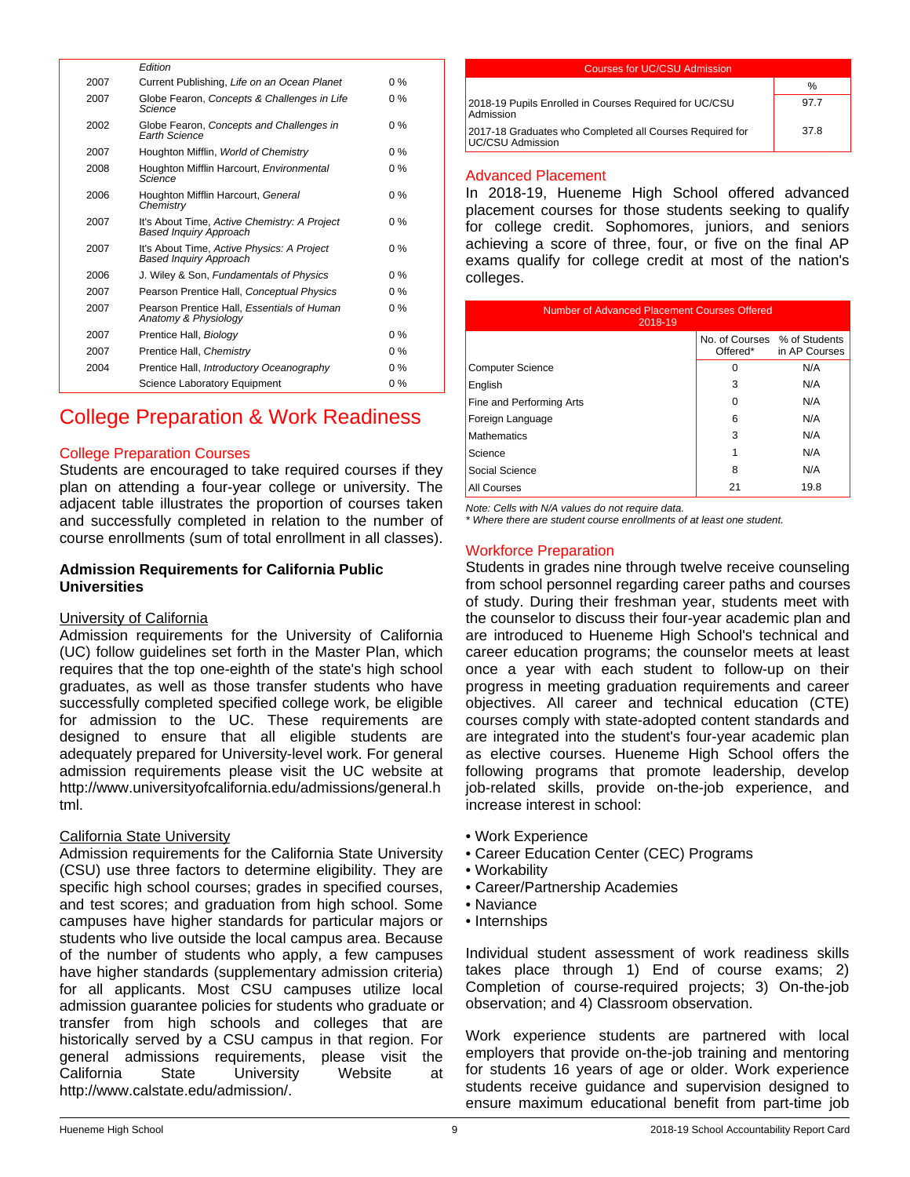| | Edition | |
|---|---|---|
| 2007 | Current Publishing, *Life on an Ocean Planet* | 0 % |
| 2007 | Globe Fearon, *Concepts & Challenges in Life Science* | 0 % |
| 2002 | Globe Fearon, *Concepts and Challenges in Earth Science* | 0 % |
| 2007 | Houghton Mifflin, *World of Chemistry* | 0 % |
| 2008 | Houghton Mifflin Harcourt, *Environmental Science* | 0 % |
| 2006 | Houghton Mifflin Harcourt, *General Chemistry* | 0 % |
| 2007 | It's About Time, *Active Chemistry: A Project Based Inquiry Approach* | 0 % |
| 2007 | It's About Time, *Active Physics: A Project Based Inquiry Approach* | 0 % |
| 2006 | J. Wiley & Son, *Fundamentals of Physics* | 0 % |
| 2007 | Pearson Prentice Hall, *Conceptual Physics* | 0 % |
| 2007 | Pearson Prentice Hall, *Essentials of Human Anatomy & Physiology* | 0 % |
| 2007 | Prentice Hall, *Biology* | 0 % |
| 2007 | Prentice Hall, *Chemistry* | 0 % |
| 2004 | Prentice Hall, *Introductory Oceanography* | 0 % |
| | Science Laboratory Equipment | 0 % |

# College Preparation & Work Readiness

## College Preparation Courses

Students are encouraged to take required courses if they plan on attending a four-year college or university. The adjacent table illustrates the proportion of courses taken and successfully completed in relation to the number of course enrollments (sum of total enrollment in all classes).

### Admission Requirements for California Public Universities

University of California

Admission requirements for the University of California (UC) follow guidelines set forth in the Master Plan, which requires that the top one-eighth of the state's high school graduates, as well as those transfer students who have successfully completed specified college work, be eligible for admission to the UC. These requirements are designed to ensure that all eligible students are adequately prepared for University-level work. For general admission requirements please visit the UC website at http://www.universityofcalifornia.edu/admissions/general.html.

California State University

Admission requirements for the California State University (CSU) use three factors to determine eligibility. They are specific high school courses; grades in specified courses, and test scores; and graduation from high school. Some campuses have higher standards for particular majors or students who live outside the local campus area. Because of the number of students who apply, a few campuses have higher standards (supplementary admission criteria) for all applicants. Most CSU campuses utilize local admission guarantee policies for students who graduate or transfer from high schools and colleges that are historically served by a CSU campus in that region. For general admissions requirements, please visit the California State University Website at http://www.calstate.edu/admission/.

| Courses for UC/CSU Admission | |
|---|---|
| | % |
| 2018-19 Pupils Enrolled in Courses Required for UC/CSU Admission | 97.7 |
| 2017-18 Graduates who Completed all Courses Required for UC/CSU Admission | 37.8 |

## Advanced Placement

In 2018-19, Hueneme High School offered advanced placement courses for those students seeking to qualify for college credit. Sophomores, juniors, and seniors achieving a score of three, four, or five on the final AP exams qualify for college credit at most of the nation's colleges.

| Number of Advanced Placement Courses Offered 2018-19 | | |
|---|---|---|
| | No. of Courses Offered* | % of Students in AP Courses |
| Computer Science | 0 | N/A |
| English | 3 | N/A |
| Fine and Performing Arts | 0 | N/A |
| Foreign Language | 6 | N/A |
| Mathematics | 3 | N/A |
| Science | 1 | N/A |
| Social Science | 8 | N/A |
| All Courses | 21 | 19.8 |

*Note: Cells with N/A values do not require data.*
*\* Where there are student course enrollments of at least one student.*

## Workforce Preparation

Students in grades nine through twelve receive counseling from school personnel regarding career paths and courses of study. During their freshman year, students meet with the counselor to discuss their four-year academic plan and are introduced to Hueneme High School's technical and career education programs; the counselor meets at least once a year with each student to follow-up on their progress in meeting graduation requirements and career objectives. All career and technical education (CTE) courses comply with state-adopted content standards and are integrated into the student's four-year academic plan as elective courses. Hueneme High School offers the following programs that promote leadership, develop job-related skills, provide on-the-job experience, and increase interest in school:

- Work Experience
- Career Education Center (CEC) Programs
- Workability
- Career/Partnership Academies
- Naviance
- Internships

Individual student assessment of work readiness skills takes place through 1) End of course exams; 2) Completion of course-required projects; 3) On-the-job observation; and 4) Classroom observation.

Work experience students are partnered with local employers that provide on-the-job training and mentoring for students 16 years of age or older. Work experience students receive guidance and supervision designed to ensure maximum educational benefit from part-time job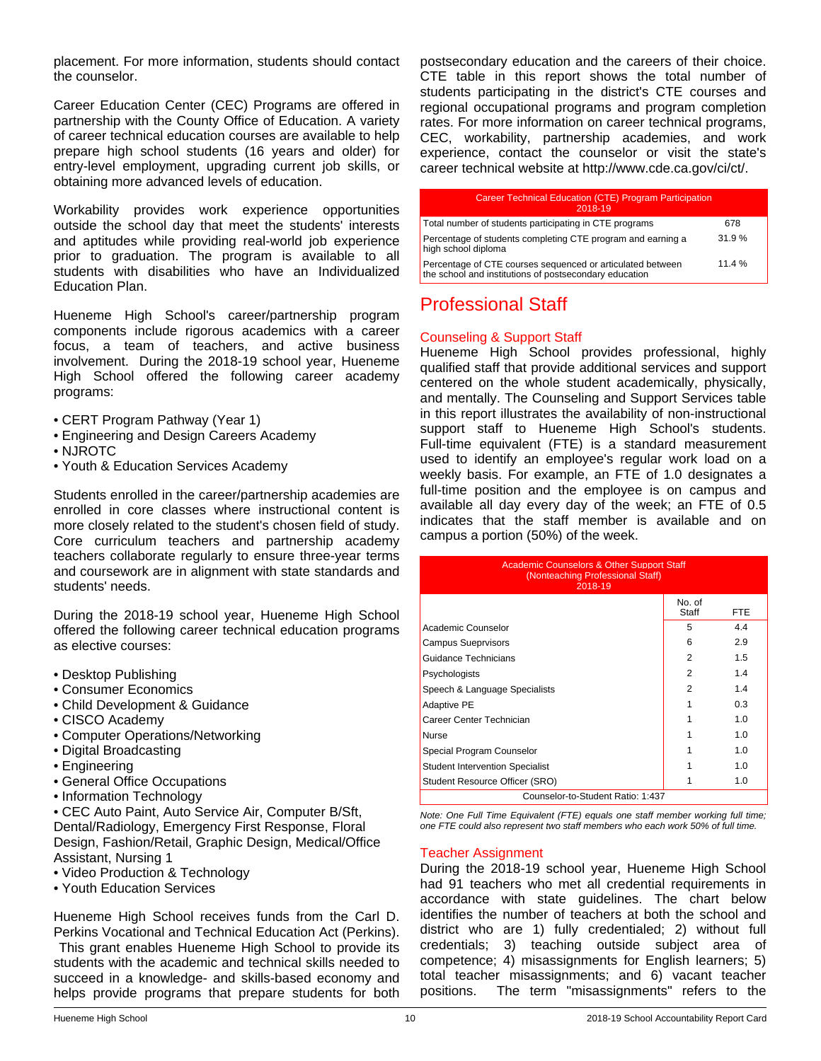placement. For more information, students should contact the counselor.

Career Education Center (CEC) Programs are offered in partnership with the County Office of Education. A variety of career technical education courses are available to help prepare high school students (16 years and older) for entry-level employment, upgrading current job skills, or obtaining more advanced levels of education.

Workability provides work experience opportunities outside the school day that meet the students' interests and aptitudes while providing real-world job experience prior to graduation. The program is available to all students with disabilities who have an Individualized Education Plan.

Hueneme High School's career/partnership program components include rigorous academics with a career focus, a team of teachers, and active business involvement. During the 2018-19 school year, Hueneme High School offered the following career academy programs:

- CERT Program Pathway (Year 1)
- Engineering and Design Careers Academy
- NJROTC
- Youth & Education Services Academy

Students enrolled in the career/partnership academies are enrolled in core classes where instructional content is more closely related to the student's chosen field of study. Core curriculum teachers and partnership academy teachers collaborate regularly to ensure three-year terms and coursework are in alignment with state standards and students' needs.

During the 2018-19 school year, Hueneme High School offered the following career technical education programs as elective courses:

- Desktop Publishing
- Consumer Economics
- Child Development & Guidance
- CISCO Academy
- Computer Operations/Networking
- Digital Broadcasting
- Engineering
- General Office Occupations
- Information Technology
- CEC Auto Paint, Auto Service Air, Computer B/Sft, Dental/Radiology, Emergency First Response, Floral Design, Fashion/Retail, Graphic Design, Medical/Office Assistant, Nursing 1
- Video Production & Technology
- Youth Education Services

Hueneme High School receives funds from the Carl D. Perkins Vocational and Technical Education Act (Perkins). This grant enables Hueneme High School to provide its students with the academic and technical skills needed to succeed in a knowledge- and skills-based economy and helps provide programs that prepare students for both postsecondary education and the careers of their choice. CTE table in this report shows the total number of students participating in the district's CTE courses and regional occupational programs and program completion rates. For more information on career technical programs, CEC, workability, partnership academies, and work experience, contact the counselor or visit the state's career technical website at http://www.cde.ca.gov/ci/ct/.

| Career Technical Education (CTE) Program Participation 2018-19 | |
|---|---|
| Total number of students participating in CTE programs | 678 |
| Percentage of students completing CTE program and earning a high school diploma | 31.9 % |
| Percentage of CTE courses sequenced or articulated between the school and institutions of postsecondary education | 11.4 % |

# Professional Staff

## Counseling & Support Staff

Hueneme High School provides professional, highly qualified staff that provide additional services and support centered on the whole student academically, physically, and mentally. The Counseling and Support Services table in this report illustrates the availability of non-instructional support staff to Hueneme High School's students. Full-time equivalent (FTE) is a standard measurement used to identify an employee's regular work load on a weekly basis. For example, an FTE of 1.0 designates a full-time position and the employee is on campus and available all day every day of the week; an FTE of 0.5 indicates that the staff member is available and on campus a portion (50%) of the week.

| Academic Counselors & Other Support Staff (Nonteaching Professional Staff) 2018-19 | No. of Staff | FTE |
|---|---|---|
| Academic Counselor | 5 | 4.4 |
| Campus Sueprvisors | 6 | 2.9 |
| Guidance Technicians | 2 | 1.5 |
| Psychologists | 2 | 1.4 |
| Speech & Language Specialists | 2 | 1.4 |
| Adaptive PE | 1 | 0.3 |
| Career Center Technician | 1 | 1.0 |
| Nurse | 1 | 1.0 |
| Special Program Counselor | 1 | 1.0 |
| Student Intervention Specialist | 1 | 1.0 |
| Student Resource Officer (SRO) | 1 | 1.0 |
| Counselor-to-Student Ratio: 1:437 | | |

*Note: One Full Time Equivalent (FTE) equals one staff member working full time; one FTE could also represent two staff members who each work 50% of full time.*

## Teacher Assignment

During the 2018-19 school year, Hueneme High School had 91 teachers who met all credential requirements in accordance with state guidelines. The chart below identifies the number of teachers at both the school and district who are 1) fully credentialed; 2) without full credentials; 3) teaching outside subject area of competence; 4) misassignments for English learners; 5) total teacher misassignments; and 6) vacant teacher positions. The term "misassignments" refers to the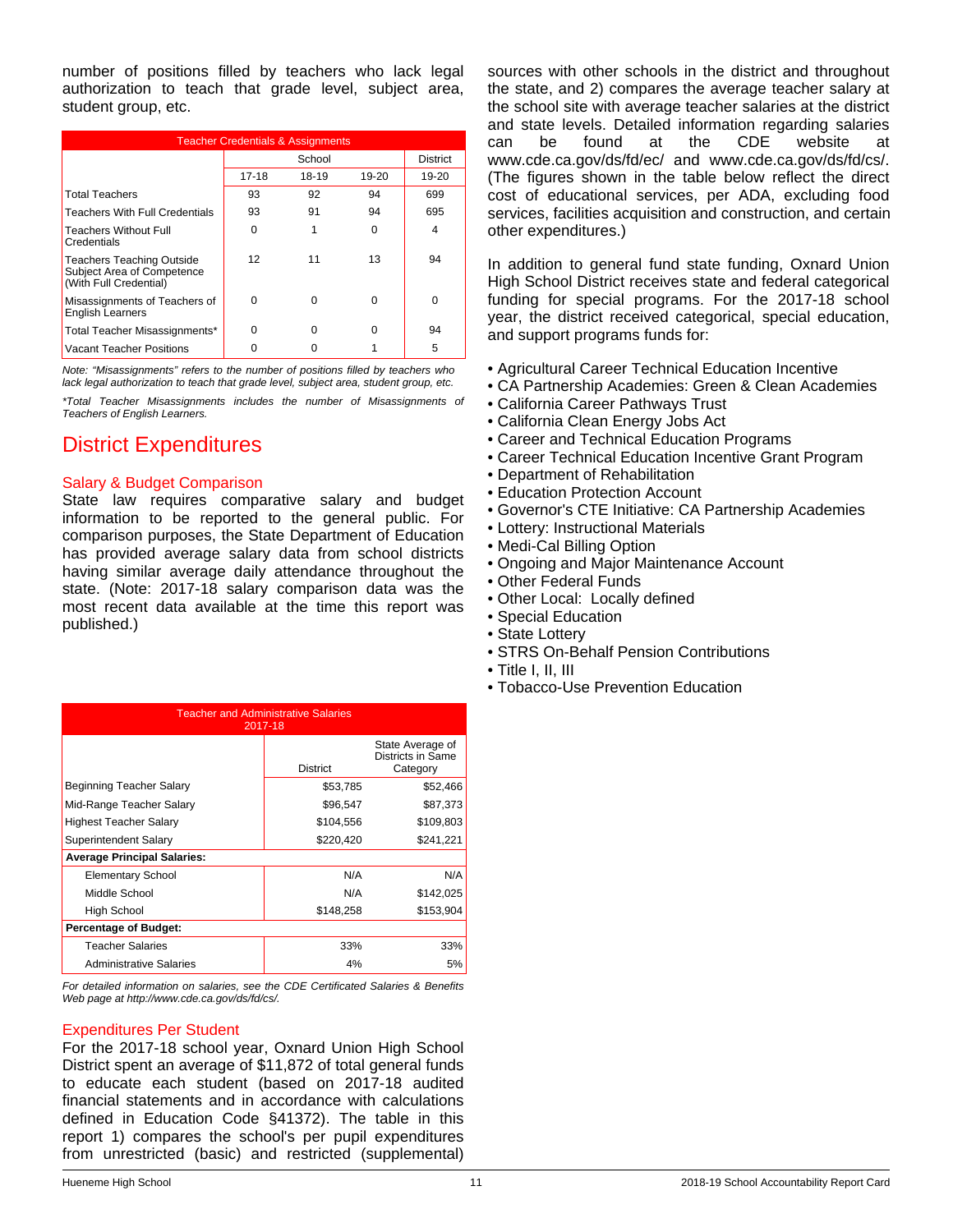number of positions filled by teachers who lack legal authorization to teach that grade level, subject area, student group, etc.

| Teacher Credentials & Assignments | | | | |
|---|---|---|---|---|
| | School | | | District |
| | 17-18 | 18-19 | 19-20 | 19-20 |
| Total Teachers | 93 | 92 | 94 | 699 |
| Teachers With Full Credentials | 93 | 91 | 94 | 695 |
| Teachers Without Full Credentials | 0 | 1 | 0 | 4 |
| Teachers Teaching Outside Subject Area of Competence (With Full Credential) | 12 | 11 | 13 | 94 |
| Misassignments of Teachers of English Learners | 0 | 0 | 0 | 0 |
| Total Teacher Misassignments* | 0 | 0 | 0 | 94 |
| Vacant Teacher Positions | 0 | 0 | 1 | 5 |

*Note: "Misassignments" refers to the number of positions filled by teachers who lack legal authorization to teach that grade level, subject area, student group, etc.*

*\*Total Teacher Misassignments includes the number of Misassignments of Teachers of English Learners.*

# District Expenditures

## Salary & Budget Comparison

State law requires comparative salary and budget information to be reported to the general public. For comparison purposes, the State Department of Education has provided average salary data from school districts having similar average daily attendance throughout the state. (Note: 2017-18 salary comparison data was the most recent data available at the time this report was published.)

| Teacher and Administrative Salaries 2017-18 | | |
|---|---|---|
| | District | State Average of Districts in Same Category |
| Beginning Teacher Salary | $53,785 | $52,466 |
| Mid-Range Teacher Salary | $96,547 | $87,373 |
| Highest Teacher Salary | $104,556 | $109,803 |
| Superintendent Salary | $220,420 | $241,221 |
| **Average Principal Salaries:** | | |
| Elementary School | N/A | N/A |
| Middle School | N/A | $142,025 |
| High School | $148,258 | $153,904 |
| **Percentage of Budget:** | | |
| Teacher Salaries | 33% | 33% |
| Administrative Salaries | 4% | 5% |

*For detailed information on salaries, see the CDE Certificated Salaries & Benefits Web page at http://www.cde.ca.gov/ds/fd/cs/.*

## Expenditures Per Student

For the 2017-18 school year, Oxnard Union High School District spent an average of $11,872 of total general funds to educate each student (based on 2017-18 audited financial statements and in accordance with calculations defined in Education Code §41372). The table in this report 1) compares the school's per pupil expenditures from unrestricted (basic) and restricted (supplemental) sources with other schools in the district and throughout the state, and 2) compares the average teacher salary at the school site with average teacher salaries at the district and state levels. Detailed information regarding salaries can be found at the CDE website at www.cde.ca.gov/ds/fd/ec/ and www.cde.ca.gov/ds/fd/cs/. (The figures shown in the table below reflect the direct cost of educational services, per ADA, excluding food services, facilities acquisition and construction, and certain other expenditures.)

In addition to general fund state funding, Oxnard Union High School District receives state and federal categorical funding for special programs. For the 2017-18 school year, the district received categorical, special education, and support programs funds for:

- Agricultural Career Technical Education Incentive
- CA Partnership Academies: Green & Clean Academies
- California Career Pathways Trust
- California Clean Energy Jobs Act
- Career and Technical Education Programs
- Career Technical Education Incentive Grant Program
- Department of Rehabilitation
- Education Protection Account
- Governor's CTE Initiative: CA Partnership Academies
- Lottery: Instructional Materials
- Medi-Cal Billing Option
- Ongoing and Major Maintenance Account
- Other Federal Funds
- Other Local: Locally defined
- Special Education
- State Lottery
- STRS On-Behalf Pension Contributions
- Title I, II, III
- Tobacco-Use Prevention Education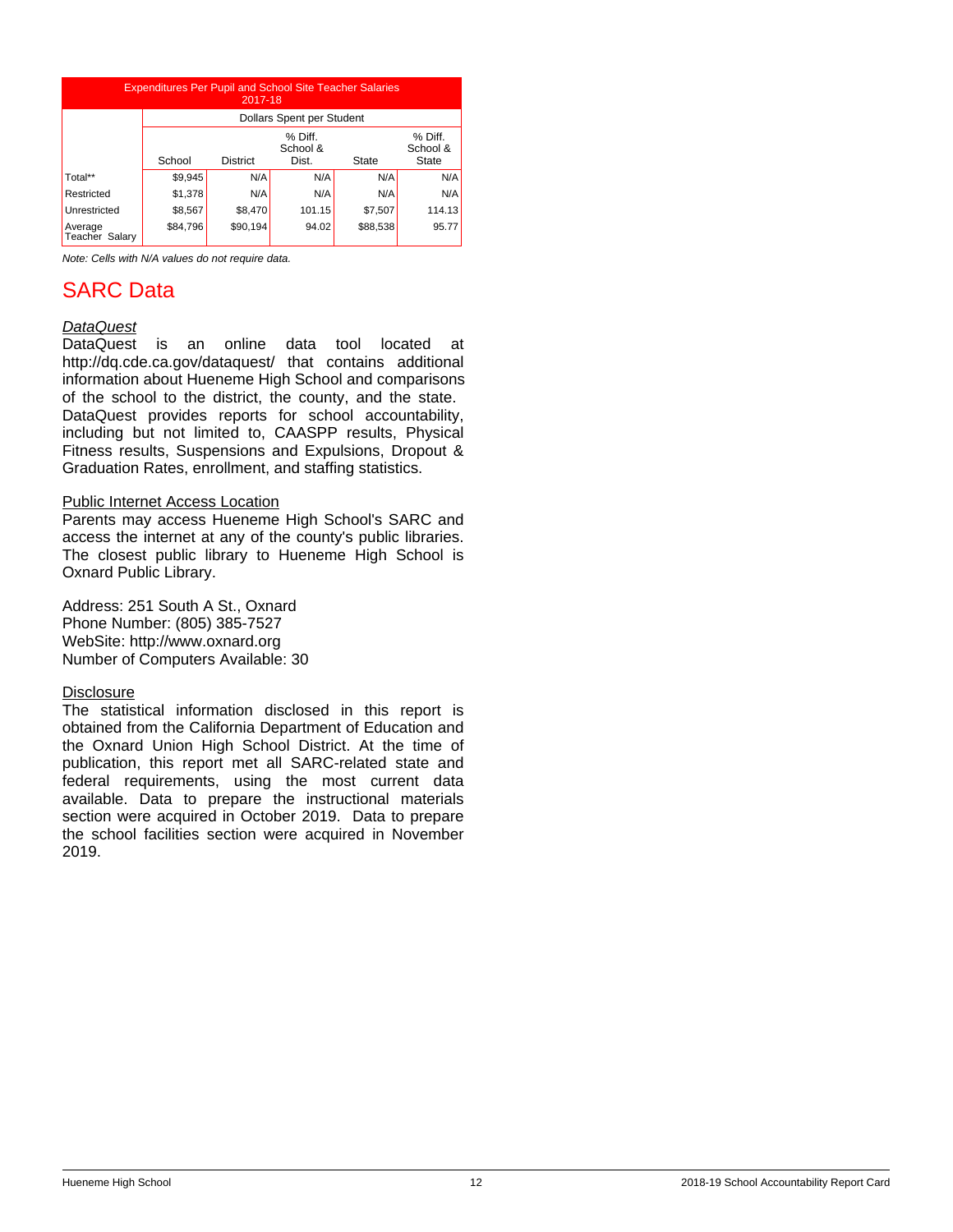| Expenditures Per Pupil and School Site Teacher Salaries 2017-18 | | | | | |
|---|---|---|---|---|---|
| | Dollars Spent per Student | | | | |
| | School | District | % Diff. School & Dist. | State | % Diff. School & State |
| Total** | $9,945 | N/A | N/A | N/A | N/A |
| Restricted | $1,378 | N/A | N/A | N/A | N/A |
| Unrestricted | $8,567 | $8,470 | 101.15 | $7,507 | 114.13 |
| Average Teacher Salary | $84,796 | $90,194 | 94.02 | $88,538 | 95.77 |

*Note: Cells with N/A values do not require data.*

# SARC Data

*DataQuest*

DataQuest is an online data tool located at http://dq.cde.ca.gov/dataquest/ that contains additional information about Hueneme High School and comparisons of the school to the district, the county, and the state. DataQuest provides reports for school accountability, including but not limited to, CAASPP results, Physical Fitness results, Suspensions and Expulsions, Dropout & Graduation Rates, enrollment, and staffing statistics.

Public Internet Access Location

Parents may access Hueneme High School's SARC and access the internet at any of the county's public libraries. The closest public library to Hueneme High School is Oxnard Public Library.

Address: 251 South A St., Oxnard
Phone Number: (805) 385-7527
WebSite: http://www.oxnard.org
Number of Computers Available: 30

Disclosure

The statistical information disclosed in this report is obtained from the California Department of Education and the Oxnard Union High School District. At the time of publication, this report met all SARC-related state and federal requirements, using the most current data available. Data to prepare the instructional materials section were acquired in October 2019. Data to prepare the school facilities section were acquired in November 2019.